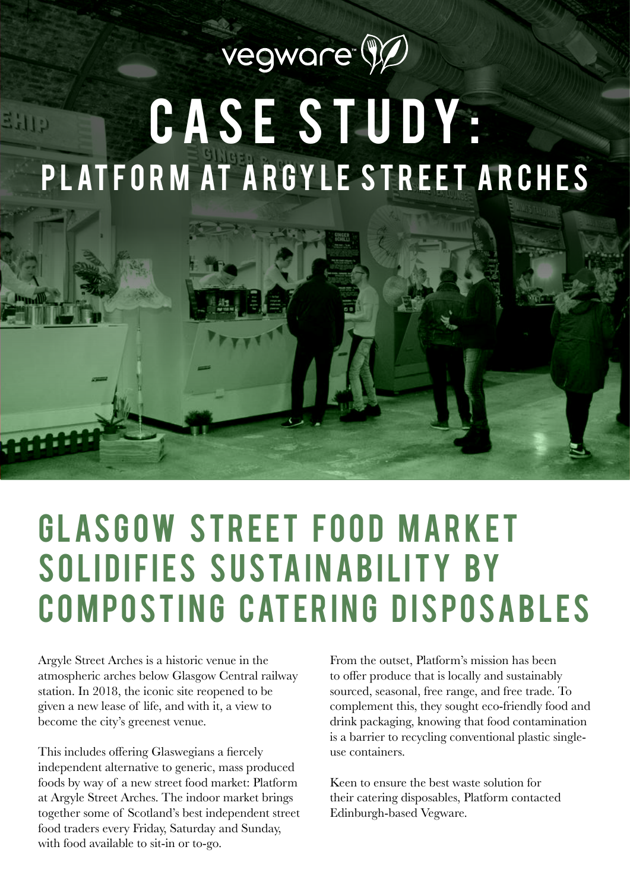vegware

# CASE STUDY:
## PLATFORM AT ARGYLE STREET ARCHES

# GLASGOW STREET FOOD MARKET SOLIDIFIES SUSTAINABILITY BY COMPOSTING CATERING DISPOSABLES

Argyle Street Arches is a historic venue in the atmospheric arches below Glasgow Central railway station. In 2018, the iconic site reopened to be given a new lease of life, and with it, a view to become the city's greenest venue.

This includes offering Glaswegians a fiercely independent alternative to generic, mass produced foods by way of a new street food market: Platform at Argyle Street Arches. The indoor market brings together some of Scotland's best independent street food traders every Friday, Saturday and Sunday, with food available to sit-in or to-go.

From the outset, Platform's mission has been to offer produce that is locally and sustainably sourced, seasonal, free range, and free trade. To complement this, they sought eco-friendly food and drink packaging, knowing that food contamination is a barrier to recycling conventional plastic single-use containers.

Keen to ensure the best waste solution for their catering disposables, Platform contacted Edinburgh-based Vegware.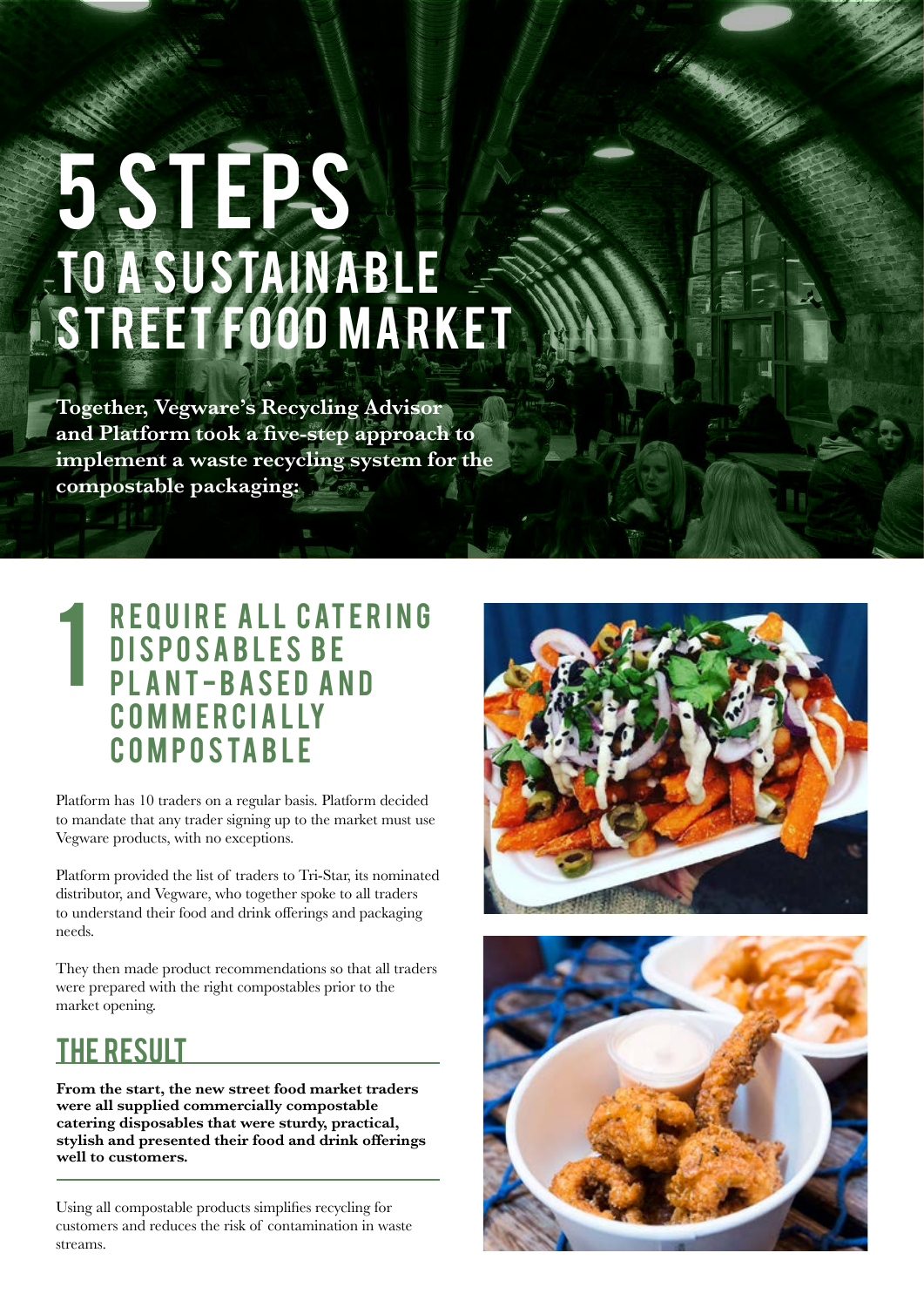# 5 STEPS
## TO A SUSTAINABLE STREET FOOD MARKET

**Together, Vegware's Recycling Advisor and Platform took a five-step approach to implement a waste recycling system for the compostable packaging:**

## 1 REQUIRE ALL CATERING DISPOSABLES BE PLANT-BASED AND COMMERCIALLY COMPOSTABLE

Platform has 10 traders on a regular basis. Platform decided to mandate that any trader signing up to the market must use Vegware products, with no exceptions.

Platform provided the list of traders to Tri-Star, its nominated distributor, and Vegware, who together spoke to all traders to understand their food and drink offerings and packaging needs.

They then made product recommendations so that all traders were prepared with the right compostables prior to the market opening.

### THE RESULT

**From the start, the new street food market traders were all supplied commercially compostable catering disposables that were sturdy, practical, stylish and presented their food and drink offerings well to customers.**

Using all compostable products simplifies recycling for customers and reduces the risk of contamination in waste streams.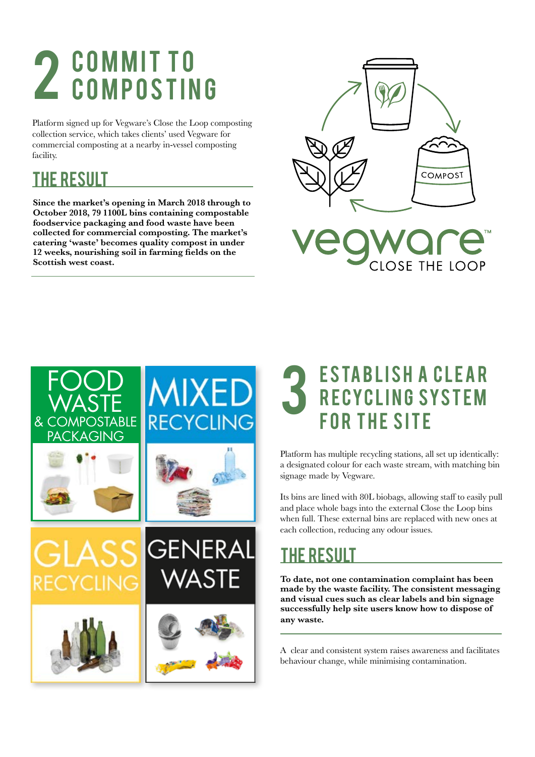# 2 COMMIT TO COMPOSTING

Platform signed up for Vegware's Close the Loop composting collection service, which takes clients' used Vegware for commercial composting at a nearby in-vessel composting facility.

## THE RESULT

**Since the market's opening in March 2018 through to October 2018, 79 1100L bins containing compostable foodservice packaging and food waste have been collected for commercial composting. The market's catering 'waste' becomes quality compost in under 12 weeks, nourishing soil in farming fields on the Scottish west coast.**

COMPOST

vegware™ CLOSE THE LOOP

FOOD WASTE & COMPOSTABLE PACKAGING

MIXED RECYCLING

GLASS RECYCLING

GENERAL WASTE

# 3 ESTABLISH A CLEAR RECYCLING SYSTEM FOR THE SITE

Platform has multiple recycling stations, all set up identically: a designated colour for each waste stream, with matching bin signage made by Vegware.

Its bins are lined with 80L biobags, allowing staff to easily pull and place whole bags into the external Close the Loop bins when full. These external bins are replaced with new ones at each collection, reducing any odour issues.

## THE RESULT

**To date, not one contamination complaint has been made by the waste facility. The consistent messaging and visual cues such as clear labels and bin signage successfully help site users know how to dispose of any waste.**

A clear and consistent system raises awareness and facilitates behaviour change, while minimising contamination.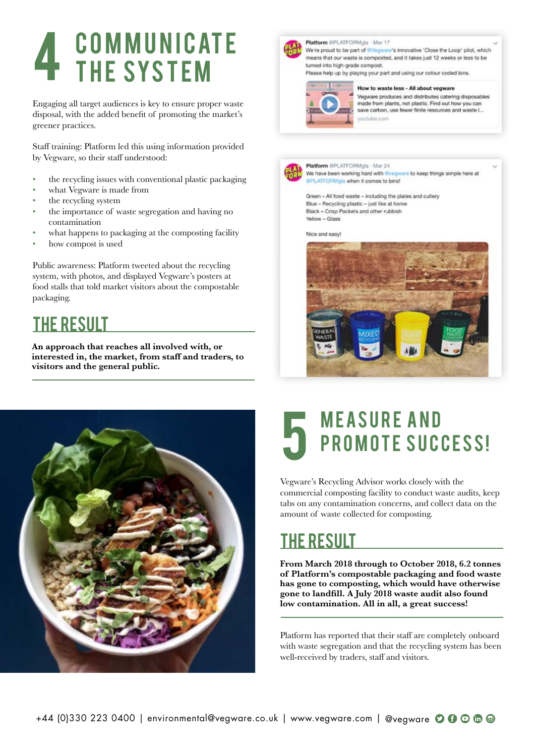# 4 COMMUNICATE THE SYSTEM

Engaging all target audiences is key to ensure proper waste disposal, with the added benefit of promoting the market's greener practices.

Staff training: Platform led this using information provided by Vegware, so their staff understood:

- the recycling issues with conventional plastic packaging
- what Vegware is made from
- the recycling system
- the importance of waste segregation and having no contamination
- what happens to packaging at the composting facility
- how compost is used

Public awareness: Platform tweeted about the recycling system, with photos, and displayed Vegware's posters at food stalls that told market visitors about the compostable packaging.

## THE RESULT

**An approach that reaches all involved with, or interested in, the market, from staff and traders, to visitors and the general public.**

Platform @PLATFORMgla · Mar 17
We're proud to be part of @Vegware's innovative 'Close the Loop' pilot, which means that our waste is composted, and it takes just 12 weeks or less to be turned into high-grade compost.
Please help up by playing your part and using our colour coded bins.

How to waste less - All about vegware
Vegware produces and distributes catering disposables made from plants, not plastic. Find out how you can save carbon, use fewer finite resources and waste l...
youtube.com

Platform @PLATFORMgla · Mar 24
We have been working hard with @vegware to keep things simple here at @PLATFORMgla when it comes to bins!

Green – All food waste – including the plates and cutlery
Blue – Recycling plastic – just like at home
Black – Crisp Packets and other rubbish
Yellow – Glass

Nice and easy!

# 5 MEASURE AND PROMOTE SUCCESS!

Vegware's Recycling Advisor works closely with the commercial composting facility to conduct waste audits, keep tabs on any contamination concerns, and collect data on the amount of waste collected for composting.

## THE RESULT

**From March 2018 through to October 2018, 6.2 tonnes of Platform's compostable packaging and food waste has gone to composting, which would have otherwise gone to landfill. A July 2018 waste audit also found low contamination. All in all, a great success!**

Platform has reported that their staff are completely onboard with waste segregation and that the recycling system has been well-received by traders, staff and visitors.

+44 (0)330 223 0400 | environmental@vegware.co.uk | www.vegware.com | @vegware